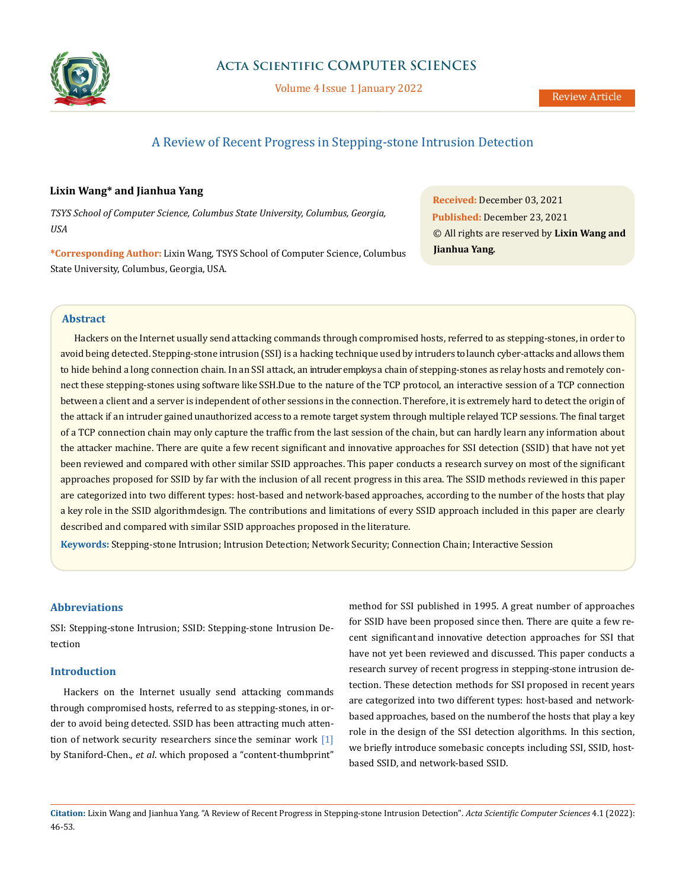# A Review of Recent Progress in Stepping-stone Intrusion Detection

**Lixin Wang* and Jianhua Yang**

*TSYS School of Computer Science, Columbus State University, Columbus, Georgia, USA*

***Corresponding Author:** Lixin Wang, TSYS School of Computer Science, Columbus State University, Columbus, Georgia, USA.

**Received:** December 03, 2021
**Published:** December 23, 2021
© All rights are reserved by **Lixin Wang and Jianhua Yang.**

## Abstract

Hackers on the Internet usually send attacking commands through compromised hosts, referred to as stepping-stones, in order to avoid being detected. Stepping-stone intrusion (SSI) is a hacking technique used by intruders to launch cyber-attacks and allows them to hide behind a long connection chain. In an SSI attack, an intruder employs a chain of stepping-stones as relay hosts and remotely connect these stepping-stones using software like SSH.Due to the nature of the TCP protocol, an interactive session of a TCP connection between a client and a server is independent of other sessions in the connection. Therefore, it is extremely hard to detect the origin of the attack if an intruder gained unauthorized access to a remote target system through multiple relayed TCP sessions. The final target of a TCP connection chain may only capture the traffic from the last session of the chain, but can hardly learn any information about the attacker machine. There are quite a few recent significant and innovative approaches for SSI detection (SSID) that have not yet been reviewed and compared with other similar SSID approaches. This paper conducts a research survey on most of the significant approaches proposed for SSID by far with the inclusion of all recent progress in this area. The SSID methods reviewed in this paper are categorized into two different types: host-based and network-based approaches, according to the number of the hosts that play a key role in the SSID algorithmdesign. The contributions and limitations of every SSID approach included in this paper are clearly described and compared with similar SSID approaches proposed in the literature.

**Keywords:** Stepping-stone Intrusion; Intrusion Detection; Network Security; Connection Chain; Interactive Session

## Abbreviations

SSI: Stepping-stone Intrusion; SSID: Stepping-stone Intrusion Detection

## Introduction

Hackers on the Internet usually send attacking commands through compromised hosts, referred to as stepping-stones, in order to avoid being detected. SSID has been attracting much attention of network security researchers since the seminar work [1] by Staniford-Chen., *et al*. which proposed a "content-thumbprint" method for SSI published in 1995. A great number of approaches for SSID have been proposed since then. There are quite a few recent significant and innovative detection approaches for SSI that have not yet been reviewed and discussed. This paper conducts a research survey of recent progress in stepping-stone intrusion detection. These detection methods for SSI proposed in recent years are categorized into two different types: host-based and network-based approaches, based on the numberof the hosts that play a key role in the design of the SSI detection algorithms. In this section, we briefly introduce somebasic concepts including SSI, SSID, host-based SSID, and network-based SSID.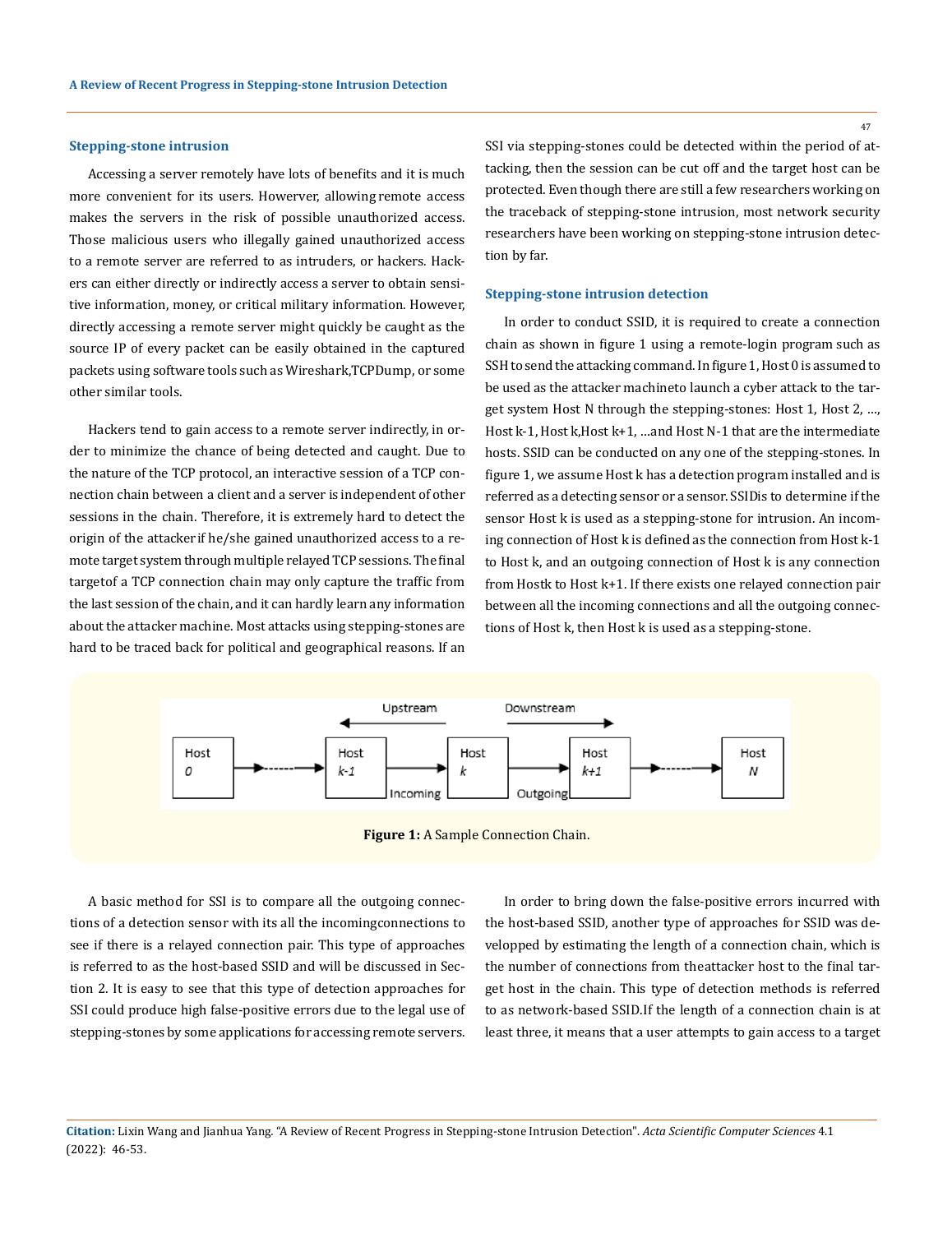### Stepping-stone intrusion

Accessing a server remotely have lots of benefits and it is much more convenient for its users. However, allowing remote access makes the servers in the risk of possible unauthorized access. Those malicious users who illegally gained unauthorized access to a remote server are referred to as intruders, or hackers. Hackers can either directly or indirectly access a server to obtain sensitive information, money, or critical military information. However, directly accessing a remote server might quickly be caught as the source IP of every packet can be easily obtained in the captured packets using software tools such as Wireshark,TCPDump, or some other similar tools.

Hackers tend to gain access to a remote server indirectly, in order to minimize the chance of being detected and caught. Due to the nature of the TCP protocol, an interactive session of a TCP connection chain between a client and a server is independent of other sessions in the chain. Therefore, it is extremely hard to detect the origin of the attacker if he/she gained unauthorized access to a remote target system through multiple relayed TCP sessions. The final targetof a TCP connection chain may only capture the traffic from the last session of the chain, and it can hardly learn any information about the attacker machine. Most attacks using stepping-stones are hard to be traced back for political and geographical reasons. If an SSI via stepping-stones could be detected within the period of attacking, then the session can be cut off and the target host can be protected. Even though there are still a few researchers working on the traceback of stepping-stone intrusion, most network security researchers have been working on stepping-stone intrusion detection by far.

### Stepping-stone intrusion detection

In order to conduct SSID, it is required to create a connection chain as shown in figure 1 using a remote-login program such as SSH to send the attacking command. In figure 1, Host 0 is assumed to be used as the attacker machineto launch a cyber attack to the target system Host N through the stepping-stones: Host 1, Host 2, ..., Host k-1, Host k,Host k+1, ...and Host N-1 that are the intermediate hosts. SSID can be conducted on any one of the stepping-stones. In figure 1, we assume Host k has a detection program installed and is referred as a detecting sensor or a sensor. SSIDis to determine if the sensor Host k is used as a stepping-stone for intrusion. An incoming connection of Host k is defined as the connection from Host k-1 to Host k, and an outgoing connection of Host k is any connection from Hostk to Host k+1. If there exists one relayed connection pair between all the incoming connections and all the outgoing connections of Host k, then Host k is used as a stepping-stone.

**Figure 1:** A Sample Connection Chain.

A basic method for SSI is to compare all the outgoing connections of a detection sensor with its all the incomingconnections to see if there is a relayed connection pair. This type of approaches is referred to as the host-based SSID and will be discussed in Section 2. It is easy to see that this type of detection approaches for SSI could produce high false-positive errors due to the legal use of stepping-stones by some applications foraccessing remote servers.

In order to bring down the false-positive errors incurred with the host-based SSID, another type of approaches for SSID was developped by estimating the length of a connection chain, which is the number of connections from theattacker host to the final target host in the chain. This type of detection methods is referred to as network-based SSID.If the length of a connection chain is at least three, it means that a user attempts to gain access to a target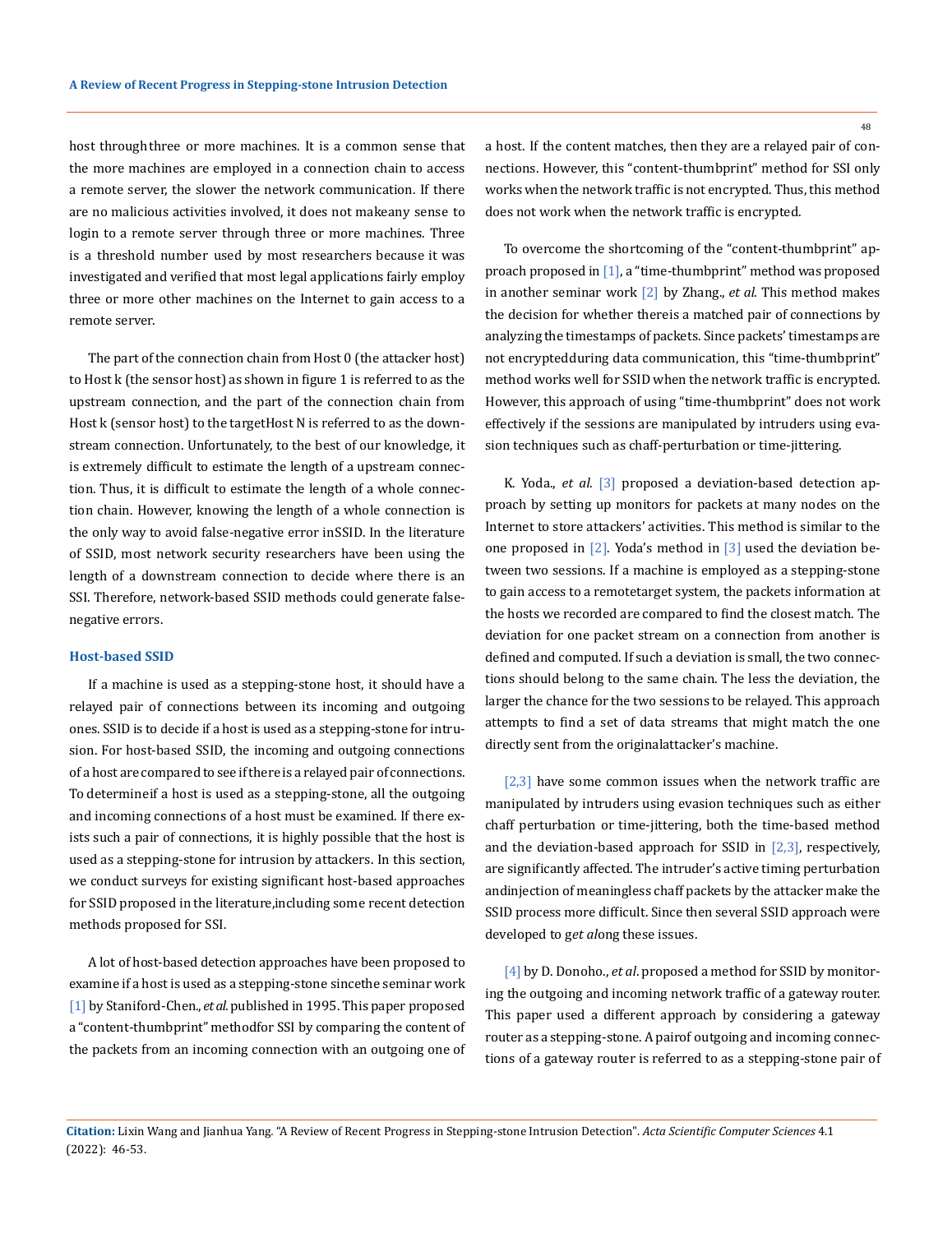host through three or more machines. It is a common sense that the more machines are employed in a connection chain to access a remote server, the slower the network communication. If there are no malicious activities involved, it does not makeany sense to login to a remote server through three or more machines. Three is a threshold number used by most researchers because it was investigated and verified that most legal applications fairly employ three or more other machines on the Internet to gain access to a remote server.

The part of the connection chain from Host 0 (the attacker host) to Host k (the sensor host) as shown in figure 1 is referred to as the upstream connection, and the part of the connection chain from Host k (sensor host) to the targetHost N is referred to as the downstream connection. Unfortunately, to the best of our knowledge, it is extremely difficult to estimate the length of a upstream connection. Thus, it is difficult to estimate the length of a whole connection chain. However, knowing the length of a whole connection is the only way to avoid false-negative error inSSID. In the literature of SSID, most network security researchers have been using the length of a downstream connection to decide where there is an SSI. Therefore, network-based SSID methods could generate false-negative errors.

### Host-based SSID

If a machine is used as a stepping-stone host, it should have a relayed pair of connections between its incoming and outgoing ones. SSID is to decide if a host is used as a stepping-stone for intrusion. For host-based SSID, the incoming and outgoing connections of a host are compared to see if there is a relayed pair of connections. To determineif a host is used as a stepping-stone, all the outgoing and incoming connections of a host must be examined. If there exists such a pair of connections, it is highly possible that the host is used as a stepping-stone for intrusion by attackers. In this section, we conduct surveys for existing significant host-based approaches for SSID proposed in the literature,including some recent detection methods proposed for SSI.

A lot of host-based detection approaches have been proposed to examine if a host is used as a stepping-stone sincethe seminar work [1] by Staniford-Chen., *et al.* published in 1995. This paper proposed a "content-thumbprint" methodfor SSI by comparing the content of the packets from an incoming connection with an outgoing one of a host. If the content matches, then they are a relayed pair of connections. However, this "content-thumbprint" method for SSI only works when the network traffic is not encrypted. Thus, this method does not work when the network traffic is encrypted.

To overcome the shortcoming of the "content-thumbprint" approach proposed in [1], a "time-thumbprint" method was proposed in another seminar work [2] by Zhang., *et al.* This method makes the decision for whether thereis a matched pair of connections by analyzing the timestamps of packets. Since packets' timestamps are not encryptedduring data communication, this "time-thumbprint" method works well for SSID when the network traffic is encrypted. However, this approach of using "time-thumbprint" does not work effectively if the sessions are manipulated by intruders using evasion techniques such as chaff-perturbation or time-jittering.

K. Yoda., *et al.* [3] proposed a deviation-based detection approach by setting up monitors for packets at many nodes on the Internet to store attackers' activities. This method is similar to the one proposed in [2]. Yoda's method in [3] used the deviation between two sessions. If a machine is employed as a stepping-stone to gain access to a remotetarget system, the packets information at the hosts we recorded are compared to find the closest match. The deviation for one packet stream on a connection from another is defined and computed. If such a deviation is small, the two connections should belong to the same chain. The less the deviation, the larger the chance for the two sessions to be relayed. This approach attempts to find a set of data streams that might match the one directly sent from the originalattacker's machine.

[2,3] have some common issues when the network traffic are manipulated by intruders using evasion techniques such as either chaff perturbation or time-jittering, both the time-based method and the deviation-based approach for SSID in [2,3], respectively, are significantly affected. The intruder's active timing perturbation andinjection of meaningless chaff packets by the attacker make the SSID process more difficult. Since then several SSID approach were developed to g*et al*ong these issues.

[4] by D. Donoho., *et al*. proposed a method for SSID by monitoring the outgoing and incoming network traffic of a gateway router. This paper used a different approach by considering a gateway router as a stepping-stone. A pairof outgoing and incoming connections of a gateway router is referred to as a stepping-stone pair of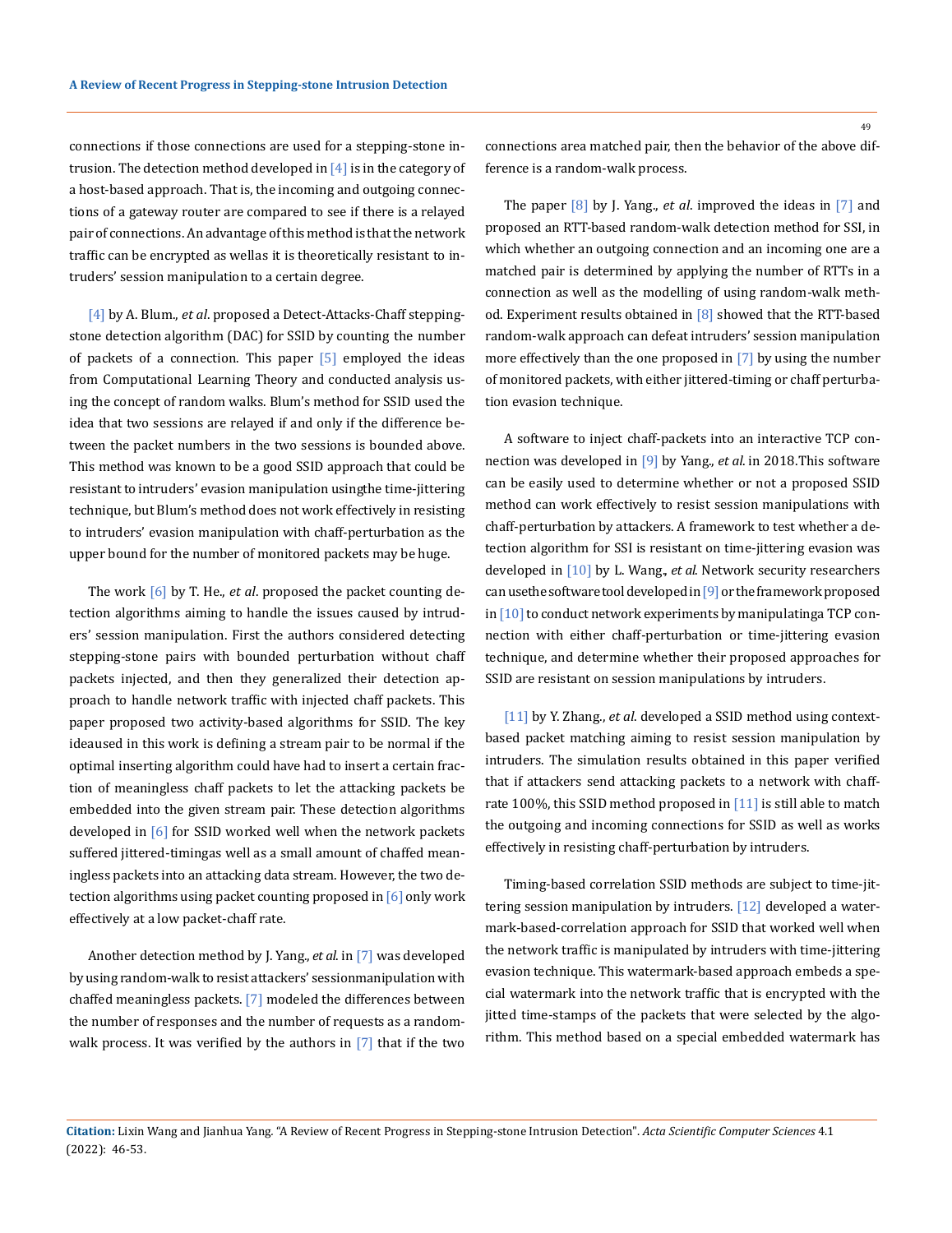connections if those connections are used for a stepping-stone intrusion. The detection method developed in [4] is in the category of a host-based approach. That is, the incoming and outgoing connections of a gateway router are compared to see if there is a relayed pair of connections. An advantage of this method is that the network traffic can be encrypted as wellas it is theoretically resistant to intruders' session manipulation to a certain degree.

[4] by A. Blum., *et al*. proposed a Detect-Attacks-Chaff stepping-stone detection algorithm (DAC) for SSID by counting the number of packets of a connection. This paper [5] employed the ideas from Computational Learning Theory and conducted analysis using the concept of random walks. Blum's method for SSID used the idea that two sessions are relayed if and only if the difference between the packet numbers in the two sessions is bounded above. This method was known to be a good SSID approach that could be resistant to intruders' evasion manipulation usingthe time-jittering technique, but Blum's method does not work effectively in resisting to intruders' evasion manipulation with chaff-perturbation as the upper bound for the number of monitored packets may be huge.

The work [6] by T. He., *et al*. proposed the packet counting detection algorithms aiming to handle the issues caused by intruders' session manipulation. First the authors considered detecting stepping-stone pairs with bounded perturbation without chaff packets injected, and then they generalized their detection approach to handle network traffic with injected chaff packets. This paper proposed two activity-based algorithms for SSID. The key ideaused in this work is defining a stream pair to be normal if the optimal inserting algorithm could have had to insert a certain fraction of meaningless chaff packets to let the attacking packets be embedded into the given stream pair. These detection algorithms developed in [6] for SSID worked well when the network packets suffered jittered-timingas well as a small amount of chaffed meaningless packets into an attacking data stream. However, the two detection algorithms using packet counting proposed in [6] only work effectively at a low packet-chaff rate.

Another detection method by J. Yang., *et al*. in [7] was developed by using random-walk to resist attackers' sessionmanipulation with chaffed meaningless packets. [7] modeled the differences between the number of responses and the number of requests as a random-walk process. It was verified by the authors in [7] that if the two connections area matched pair, then the behavior of the above difference is a random-walk process.

The paper [8] by J. Yang., *et al*. improved the ideas in [7] and proposed an RTT-based random-walk detection method for SSI, in which whether an outgoing connection and an incoming one are a matched pair is determined by applying the number of RTTs in a connection as well as the modelling of using random-walk method. Experiment results obtained in [8] showed that the RTT-based random-walk approach can defeat intruders' session manipulation more effectively than the one proposed in [7] by using the number of monitored packets, with either jittered-timing or chaff perturbation evasion technique.

A software to inject chaff-packets into an interactive TCP connection was developed in [9] by Yang., *et al*. in 2018.This software can be easily used to determine whether or not a proposed SSID method can work effectively to resist session manipulations with chaff-perturbation by attackers. A framework to test whether a detection algorithm for SSI is resistant on time-jittering evasion was developed in [10] by L. Wang., *et al*. Network security researchers can usethe software tool developed in [9] or the framework proposed in [10] to conduct network experiments by manipulatinga TCP connection with either chaff-perturbation or time-jittering evasion technique, and determine whether their proposed approaches for SSID are resistant on session manipulations by intruders.

[11] by Y. Zhang., *et al*. developed a SSID method using context-based packet matching aiming to resist session manipulation by intruders. The simulation results obtained in this paper verified that if attackers send attacking packets to a network with chaff-rate 100%, this SSID method proposed in [11] is still able to match the outgoing and incoming connections for SSID as well as works effectively in resisting chaff-perturbation by intruders.

Timing-based correlation SSID methods are subject to time-jittering session manipulation by intruders. [12] developed a watermark-based-correlation approach for SSID that worked well when the network traffic is manipulated by intruders with time-jittering evasion technique. This watermark-based approach embeds a special watermark into the network traffic that is encrypted with the jitted time-stamps of the packets that were selected by the algorithm. This method based on a special embedded watermark has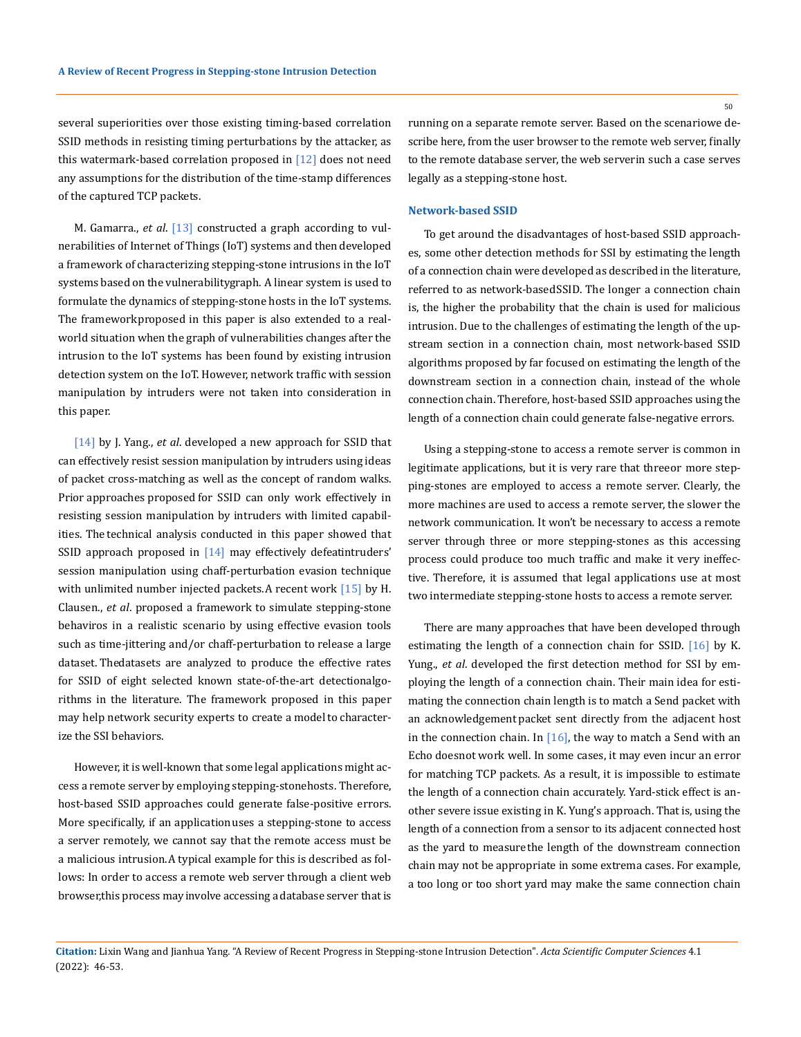several superiorities over those existing timing-based correlation SSID methods in resisting timing perturbations by the attacker, as this watermark-based correlation proposed in [12] does not need any assumptions for the distribution of the time-stamp differences of the captured TCP packets.

M. Gamarra., *et al*. [13] constructed a graph according to vulnerabilities of Internet of Things (IoT) systems and then developed a framework of characterizing stepping-stone intrusions in the IoT systems based on the vulnerabilitygraph. A linear system is used to formulate the dynamics of stepping-stone hosts in the IoT systems. The frameworkproposed in this paper is also extended to a real-world situation when the graph of vulnerabilities changes after the intrusion to the IoT systems has been found by existing intrusion detection system on the IoT. However, network traffic with session manipulation by intruders were not taken into consideration in this paper.

[14] by J. Yang., *et al*. developed a new approach for SSID that can effectively resist session manipulation by intruders using ideas of packet cross-matching as well as the concept of random walks. Prior approaches proposed for SSID can only work effectively in resisting session manipulation by intruders with limited capabilities. The technical analysis conducted in this paper showed that SSID approach proposed in [14] may effectively defeatintruders' session manipulation using chaff-perturbation evasion technique with unlimited number injected packets. A recent work [15] by H. Clausen., *et al*. proposed a framework to simulate stepping-stone behaviros in a realistic scenario by using effective evasion tools such as time-jittering and/or chaff-perturbation to release a large dataset. Thedatasets are analyzed to produce the effective rates for SSID of eight selected known state-of-the-art detectionalgorithms in the literature. The framework proposed in this paper may help network security experts to create a model to characterize the SSI behaviors.

However, it is well-known that some legal applications might access a remote server by employing stepping-stonehosts. Therefore, host-based SSID approaches could generate false-positive errors. More specifically, if an applicationuses a stepping-stone to access a server remotely, we cannot say that the remote access must be a malicious intrusion. A typical example for this is described as follows: In order to access a remote web server through a client web browser,this process may involve accessing a database server that is running on a separate remote server. Based on the scenariowe describe here, from the user browser to the remote web server, finally to the remote database server, the web serverin such a case serves legally as a stepping-stone host.

### Network-based SSID

To get around the disadvantages of host-based SSID approaches, some other detection methods for SSI by estimating the length of a connection chain were developed as described in the literature, referred to as network-basedSSID. The longer a connection chain is, the higher the probability that the chain is used for malicious intrusion. Due to the challenges of estimating the length of the upstream section in a connection chain, most network-based SSID algorithms proposed by far focused on estimating the length of the downstream section in a connection chain, instead of the whole connection chain. Therefore, host-based SSID approaches using the length of a connection chain could generate false-negative errors.

Using a stepping-stone to access a remote server is common in legitimate applications, but it is very rare that threeor more stepping-stones are employed to access a remote server. Clearly, the more machines are used to access a remote server, the slower the network communication. It won't be necessary to access a remote server through three or more stepping-stones as this accessing process could produce too much traffic and make it very ineffective. Therefore, it is assumed that legal applications use at most two intermediate stepping-stone hosts to access a remote server.

There are many approaches that have been developed through estimating the length of a connection chain for SSID. [16] by K. Yung., *et al*. developed the first detection method for SSI by employing the length of a connection chain. Their main idea for estimating the connection chain length is to match a Send packet with an acknowledgement packet sent directly from the adjacent host in the connection chain. In [16], the way to match a Send with an Echo doesnot work well. In some cases, it may even incur an error for matching TCP packets. As a result, it is impossible to estimate the length of a connection chain accurately. Yard-stick effect is another severe issue existing in K. Yung's approach. That is, using the length of a connection from a sensor to its adjacent connected host as the yard to measurethe length of the downstream connection chain may not be appropriate in some extrema cases. For example, a too long or too short yard may make the same connection chain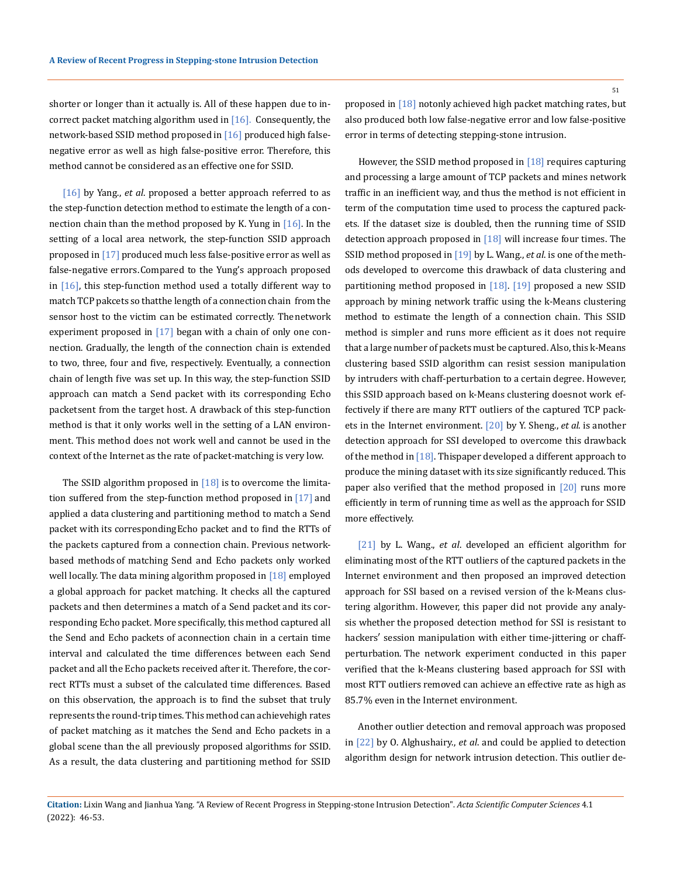shorter or longer than it actually is. All of these happen due to incorrect packet matching algorithm used in [16]. Consequently, the network-based SSID method proposed in [16] produced high false-negative error as well as high false-positive error. Therefore, this method cannot be considered as an effective one for SSID.

[16] by Yang., *et al*. proposed a better approach referred to as the step-function detection method to estimate the length of a connection chain than the method proposed by K. Yung in [16]. In the setting of a local area network, the step-function SSID approach proposed in [17] produced much less false-positive error as well as false-negative errors. Compared to the Yung's approach proposed in [16], this step-function method used a totally different way to match TCP pakcets so thatthe length of a connection chain from the sensor host to the victim can be estimated correctly. The network experiment proposed in [17] began with a chain of only one connection. Gradually, the length of the connection chain is extended to two, three, four and five, respectively. Eventually, a connection chain of length five was set up. In this way, the step-function SSID approach can match a Send packet with its corresponding Echo packetsent from the target host. A drawback of this step-function method is that it only works well in the setting of a LAN environment. This method does not work well and cannot be used in the context of the Internet as the rate of packet-matching is very low.

The SSID algorithm proposed in [18] is to overcome the limitation suffered from the step-function method proposed in [17] and applied a data clustering and partitioning method to match a Send packet with its correspondingEcho packet and to find the RTTs of the packets captured from a connection chain. Previous network-based methods of matching Send and Echo packets only worked well locally. The data mining algorithm proposed in [18] employed a global approach for packet matching. It checks all the captured packets and then determines a match of a Send packet and its corresponding Echo packet. More specifically, this method captured all the Send and Echo packets of aconnection chain in a certain time interval and calculated the time differences between each Send packet and all the Echo packets received after it. Therefore, the correct RTTs must a subset of the calculated time differences. Based on this observation, the approach is to find the subset that truly represents the round-trip times. This method can achievehigh rates of packet matching as it matches the Send and Echo packets in a global scene than the all previously proposed algorithms for SSID. As a result, the data clustering and partitioning method for SSID proposed in [18] notonly achieved high packet matching rates, but also produced both low false-negative error and low false-positive error in terms of detecting stepping-stone intrusion.

However, the SSID method proposed in [18] requires capturing and processing a large amount of TCP packets and mines network traffic in an inefficient way, and thus the method is not efficient in term of the computation time used to process the captured packets. If the dataset size is doubled, then the running time of SSID detection approach proposed in [18] will increase four times. The SSID method proposed in [19] by L. Wang., *et al*. is one of the methods developed to overcome this drawback of data clustering and partitioning method proposed in [18]. [19] proposed a new SSID approach by mining network traffic using the k-Means clustering method to estimate the length of a connection chain. This SSID method is simpler and runs more efficient as it does not require that a large number of packets must be captured. Also, this k-Means clustering based SSID algorithm can resist session manipulation by intruders with chaff-perturbation to a certain degree. However, this SSID approach based on k-Means clustering doesnot work effectively if there are many RTT outliers of the captured TCP packets in the Internet environment. [20] by Y. Sheng., *et al*. is another detection approach for SSI developed to overcome this drawback of the method in [18]. Thispaper developed a different approach to produce the mining dataset with its size significantly reduced. This paper also verified that the method proposed in [20] runs more efficiently in term of running time as well as the approach for SSID more effectively.

[21] by L. Wang., *et al*. developed an efficient algorithm for eliminating most of the RTT outliers of the captured packets in the Internet environment and then proposed an improved detection approach for SSI based on a revised version of the k-Means clustering algorithm. However, this paper did not provide any analysis whether the proposed detection method for SSI is resistant to hackers' session manipulation with either time-jittering or chaff-perturbation. The network experiment conducted in this paper verified that the k-Means clustering based approach for SSI with most RTT outliers removed can achieve an effective rate as high as 85.7% even in the Internet environment.

Another outlier detection and removal approach was proposed in [22] by O. Alghushairy., *et al*. and could be applied to detection algorithm design for network intrusion detection. This outlier de-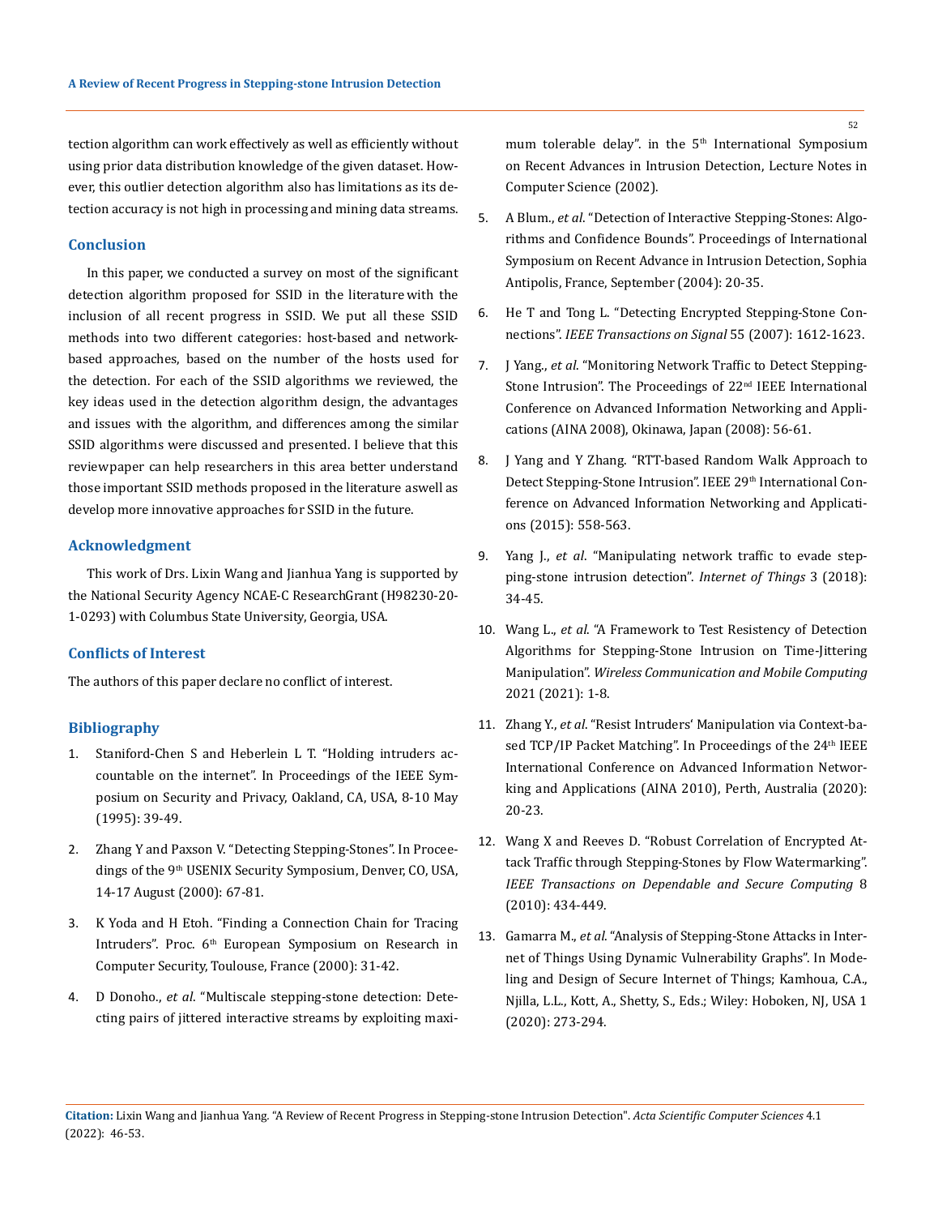tection algorithm can work effectively as well as efficiently without using prior data distribution knowledge of the given dataset. However, this outlier detection algorithm also has limitations as its detection accuracy is not high in processing and mining data streams.

## Conclusion

In this paper, we conducted a survey on most of the significant detection algorithm proposed for SSID in the literature with the inclusion of all recent progress in SSID. We put all these SSID methods into two different categories: host-based and network-based approaches, based on the number of the hosts used for the detection. For each of the SSID algorithms we reviewed, the key ideas used in the detection algorithm design, the advantages and issues with the algorithm, and differences among the similar SSID algorithms were discussed and presented. I believe that this reviewpaper can help researchers in this area better understand those important SSID methods proposed in the literature aswell as develop more innovative approaches for SSID in the future.

## Acknowledgment

This work of Drs. Lixin Wang and Jianhua Yang is supported by the National Security Agency NCAE-C ResearchGrant (H98230-20-1-0293) with Columbus State University, Georgia, USA.

## Conflicts of Interest

The authors of this paper declare no conflict of interest.

## Bibliography

1. Staniford-Chen S and Heberlein L T. "Holding intruders accountable on the internet". In Proceedings of the IEEE Symposium on Security and Privacy, Oakland, CA, USA, 8-10 May (1995): 39-49.
2. Zhang Y and Paxson V. "Detecting Stepping-Stones". In Proceedings of the 9th USENIX Security Symposium, Denver, CO, USA, 14-17 August (2000): 67-81.
3. K Yoda and H Etoh. "Finding a Connection Chain for Tracing Intruders". Proc. 6th European Symposium on Research in Computer Security, Toulouse, France (2000): 31-42.
4. D Donoho., *et al*. "Multiscale stepping-stone detection: Detecting pairs of jittered interactive streams by exploiting maximum tolerable delay". in the 5th International Symposium on Recent Advances in Intrusion Detection, Lecture Notes in Computer Science (2002).
5. A Blum., *et al*. "Detection of Interactive Stepping-Stones: Algorithms and Confidence Bounds". Proceedings of International Symposium on Recent Advance in Intrusion Detection, Sophia Antipolis, France, September (2004): 20-35.
6. He T and Tong L. "Detecting Encrypted Stepping-Stone Connections". *IEEE Transactions on Signal* 55 (2007): 1612-1623.
7. J Yang., *et al*. "Monitoring Network Traffic to Detect Stepping-Stone Intrusion". The Proceedings of 22nd IEEE International Conference on Advanced Information Networking and Applications (AINA 2008), Okinawa, Japan (2008): 56-61.
8. J Yang and Y Zhang. "RTT-based Random Walk Approach to Detect Stepping-Stone Intrusion". IEEE 29th International Conference on Advanced Information Networking and Applications (2015): 558-563.
9. Yang J., *et al*. "Manipulating network traffic to evade stepping-stone intrusion detection". *Internet of Things* 3 (2018): 34-45.
10. Wang L., *et al*. "A Framework to Test Resistency of Detection Algorithms for Stepping-Stone Intrusion on Time-Jittering Manipulation". *Wireless Communication and Mobile Computing* 2021 (2021): 1-8.
11. Zhang Y., *et al*. "Resist Intruders' Manipulation via Context-based TCP/IP Packet Matching". In Proceedings of the 24th IEEE International Conference on Advanced Information Networking and Applications (AINA 2010), Perth, Australia (2020): 20-23.
12. Wang X and Reeves D. "Robust Correlation of Encrypted Attack Traffic through Stepping-Stones by Flow Watermarking". *IEEE Transactions on Dependable and Secure Computing* 8 (2010): 434-449.
13. Gamarra M., *et al*. "Analysis of Stepping-Stone Attacks in Internet of Things Using Dynamic Vulnerability Graphs". In Modeling and Design of Secure Internet of Things; Kamhoua, C.A., Njilla, L.L., Kott, A., Shetty, S., Eds.; Wiley: Hoboken, NJ, USA 1 (2020): 273-294.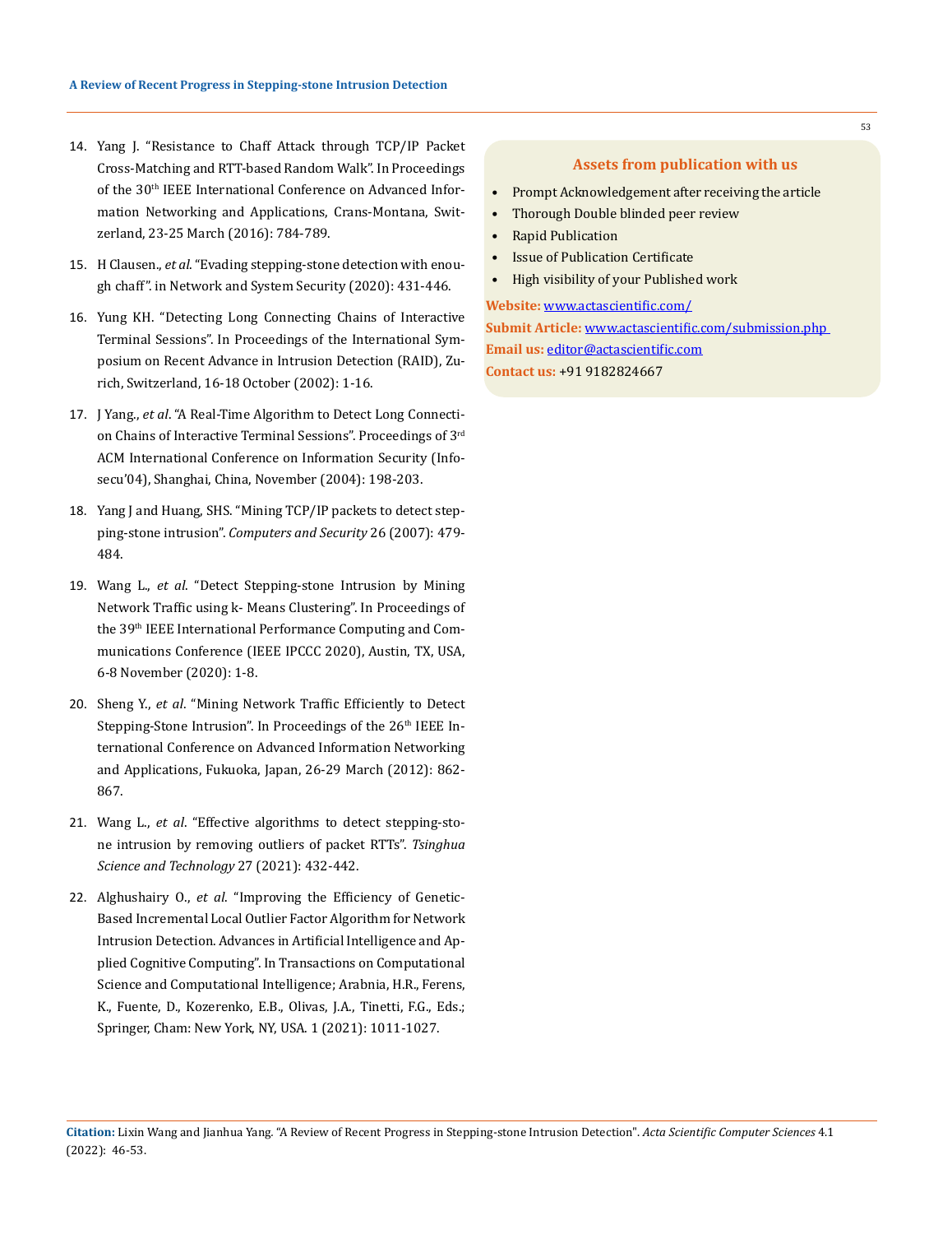14. Yang J. "Resistance to Chaff Attack through TCP/IP Packet Cross-Matching and RTT-based Random Walk". In Proceedings of the 30th IEEE International Conference on Advanced Information Networking and Applications, Crans-Montana, Switzerland, 23-25 March (2016): 784-789.

15. H Clausen., *et al*. "Evading stepping-stone detection with enough chaff". in Network and System Security (2020): 431-446.

16. Yung KH. "Detecting Long Connecting Chains of Interactive Terminal Sessions". In Proceedings of the International Symposium on Recent Advance in Intrusion Detection (RAID), Zurich, Switzerland, 16-18 October (2002): 1-16.

17. J Yang., *et al*. "A Real-Time Algorithm to Detect Long Connection Chains of Interactive Terminal Sessions". Proceedings of 3rd ACM International Conference on Information Security (Infosecu'04), Shanghai, China, November (2004): 198-203.

18. Yang J and Huang, SHS. "Mining TCP/IP packets to detect stepping-stone intrusion". *Computers and Security* 26 (2007): 479-484.

19. Wang L., *et al*. "Detect Stepping-stone Intrusion by Mining Network Traffic using k- Means Clustering". In Proceedings of the 39th IEEE International Performance Computing and Communications Conference (IEEE IPCCC 2020), Austin, TX, USA, 6-8 November (2020): 1-8.

20. Sheng Y., *et al*. "Mining Network Traffic Efficiently to Detect Stepping-Stone Intrusion". In Proceedings of the 26th IEEE International Conference on Advanced Information Networking and Applications, Fukuoka, Japan, 26-29 March (2012): 862-867.

21. Wang L., *et al*. "Effective algorithms to detect stepping-stone intrusion by removing outliers of packet RTTs". *Tsinghua Science and Technology* 27 (2021): 432-442.

22. Alghushairy O., *et al*. "Improving the Efficiency of Genetic-Based Incremental Local Outlier Factor Algorithm for Network Intrusion Detection. Advances in Artificial Intelligence and Applied Cognitive Computing". In Transactions on Computational Science and Computational Intelligence; Arabnia, H.R., Ferens, K., Fuente, D., Kozerenko, E.B., Olivas, J.A., Tinetti, F.G., Eds.; Springer, Cham: New York, NY, USA. 1 (2021): 1011-1027.

### Assets from publication with us

- Prompt Acknowledgement after receiving the article
- Thorough Double blinded peer review
- Rapid Publication
- Issue of Publication Certificate
- High visibility of your Published work

**Website:** www.actascientific.com/

**Submit Article:** www.actascientific.com/submission.php

**Email us:** editor@actascientific.com

**Contact us:** +91 9182824667